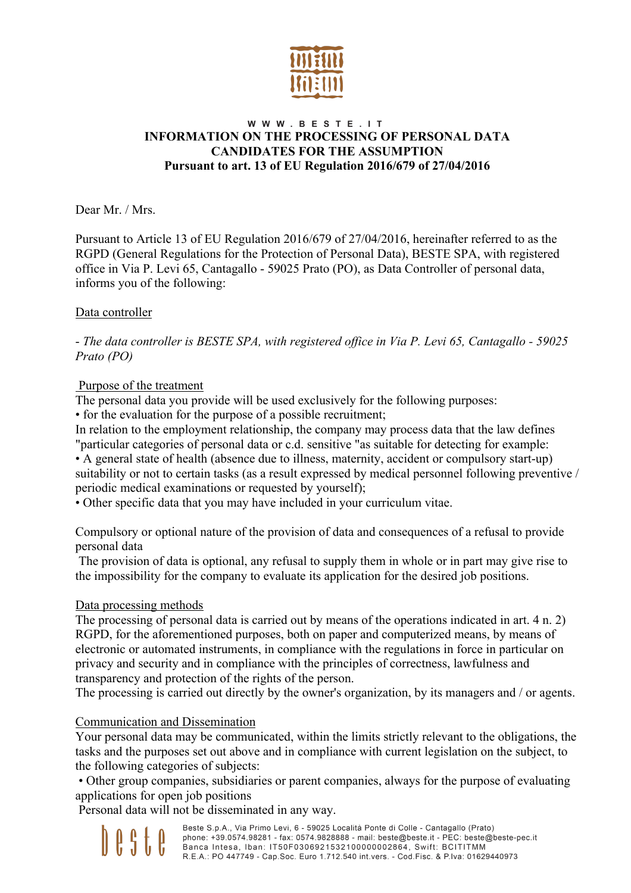W W W . B E S T E . I T

# INFORMATION ON THE PROCESSING OF PERSONAL DATA CANDIDATES FOR THE ASSUMPTION

**Pursuant to art. 13 of EU Regulation 2016/679 of 27/04/2016**

Dear Mr. / Mrs.

Pursuant to Article 13 of EU Regulation 2016/679 of 27/04/2016, hereinafter referred to as the RGPD (General Regulations for the Protection of Personal Data), BESTE SPA, with registered office in Via P. Levi 65, Cantagallo - 59025 Prato (PO), as Data Controller of personal data, informs you of the following:

## Data controller

- *The data controller is BESTE SPA, with registered office in Via P. Levi 65, Cantagallo - 59025 Prato (PO)*

## Purpose of the treatment

The personal data you provide will be used exclusively for the following purposes:

• for the evaluation for the purpose of a possible recruitment;

In relation to the employment relationship, the company may process data that the law defines "particular categories of personal data or c.d. sensitive "as suitable for detecting for example:

• A general state of health (absence due to illness, maternity, accident or compulsory start-up) suitability or not to certain tasks (as a result expressed by medical personnel following preventive / periodic medical examinations or requested by yourself);

• Other specific data that you may have included in your curriculum vitae.

Compulsory or optional nature of the provision of data and consequences of a refusal to provide personal data

The provision of data is optional, any refusal to supply them in whole or in part may give rise to the impossibility for the company to evaluate its application for the desired job positions.

## Data processing methods

The processing of personal data is carried out by means of the operations indicated in art. 4 n. 2) RGPD, for the aforementioned purposes, both on paper and computerized means, by means of electronic or automated instruments, in compliance with the regulations in force in particular on privacy and security and in compliance with the principles of correctness, lawfulness and transparency and protection of the rights of the person.

The processing is carried out directly by the owner's organization, by its managers and / or agents.

## Communication and Dissemination

Your personal data may be communicated, within the limits strictly relevant to the obligations, the tasks and the purposes set out above and in compliance with current legislation on the subject, to the following categories of subjects:

• Other group companies, subsidiaries or parent companies, always for the purpose of evaluating applications for open job positions

Personal data will not be disseminated in any way.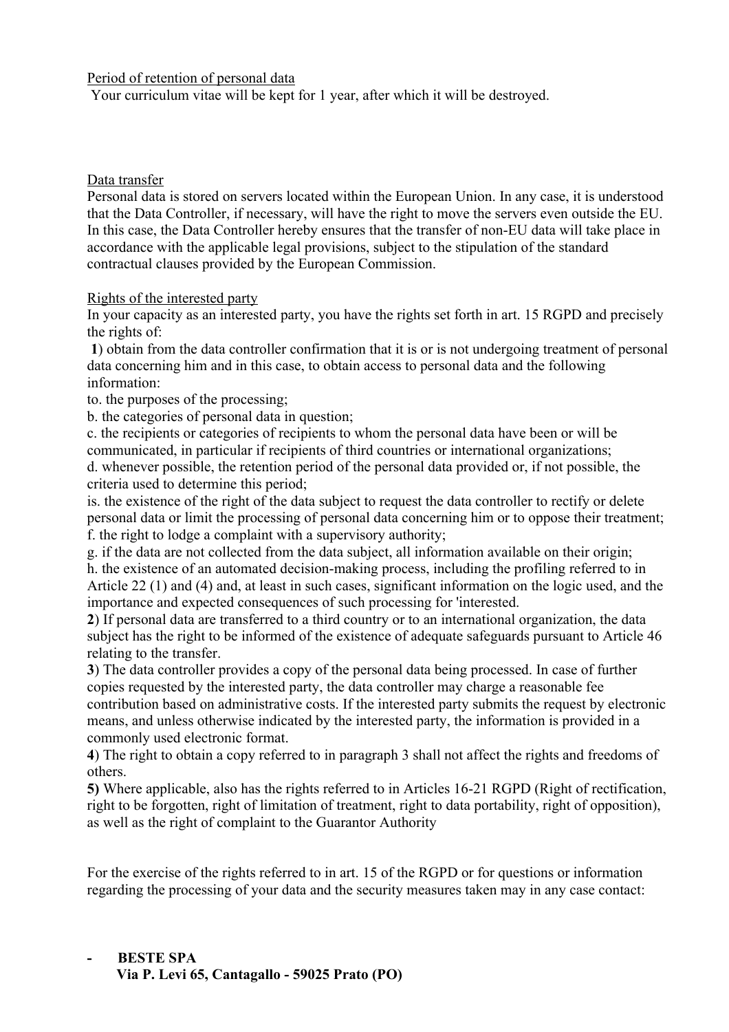Period of retention of personal data

Your curriculum vitae will be kept for 1 year, after which it will be destroyed.

Data transfer

Personal data is stored on servers located within the European Union. In any case, it is understood that the Data Controller, if necessary, will have the right to move the servers even outside the EU. In this case, the Data Controller hereby ensures that the transfer of non-EU data will take place in accordance with the applicable legal provisions, subject to the stipulation of the standard contractual clauses provided by the European Commission.

Rights of the interested party

In your capacity as an interested party, you have the rights set forth in art. 15 RGPD and precisely the rights of:

**1**) obtain from the data controller confirmation that it is or is not undergoing treatment of personal data concerning him and in this case, to obtain access to personal data and the following information:

to. the purposes of the processing;

b. the categories of personal data in question;

c. the recipients or categories of recipients to whom the personal data have been or will be communicated, in particular if recipients of third countries or international organizations;

d. whenever possible, the retention period of the personal data provided or, if not possible, the criteria used to determine this period;

is. the existence of the right of the data subject to request the data controller to rectify or delete personal data or limit the processing of personal data concerning him or to oppose their treatment;

f. the right to lodge a complaint with a supervisory authority;

g. if the data are not collected from the data subject, all information available on their origin;

h. the existence of an automated decision-making process, including the profiling referred to in Article 22 (1) and (4) and, at least in such cases, significant information on the logic used, and the importance and expected consequences of such processing for 'interested.

**2**) If personal data are transferred to a third country or to an international organization, the data subject has the right to be informed of the existence of adequate safeguards pursuant to Article 46 relating to the transfer.

**3**) The data controller provides a copy of the personal data being processed. In case of further copies requested by the interested party, the data controller may charge a reasonable fee contribution based on administrative costs. If the interested party submits the request by electronic means, and unless otherwise indicated by the interested party, the information is provided in a commonly used electronic format.

**4**) The right to obtain a copy referred to in paragraph 3 shall not affect the rights and freedoms of others.

**5)** Where applicable, also has the rights referred to in Articles 16-21 RGPD (Right of rectification, right to be forgotten, right of limitation of treatment, right to data portability, right of opposition), as well as the right of complaint to the Guarantor Authority

For the exercise of the rights referred to in art. 15 of the RGPD or for questions or information regarding the processing of your data and the security measures taken may in any case contact:

- **BESTE SPA**
  **Via P. Levi 65, Cantagallo - 59025 Prato (PO)**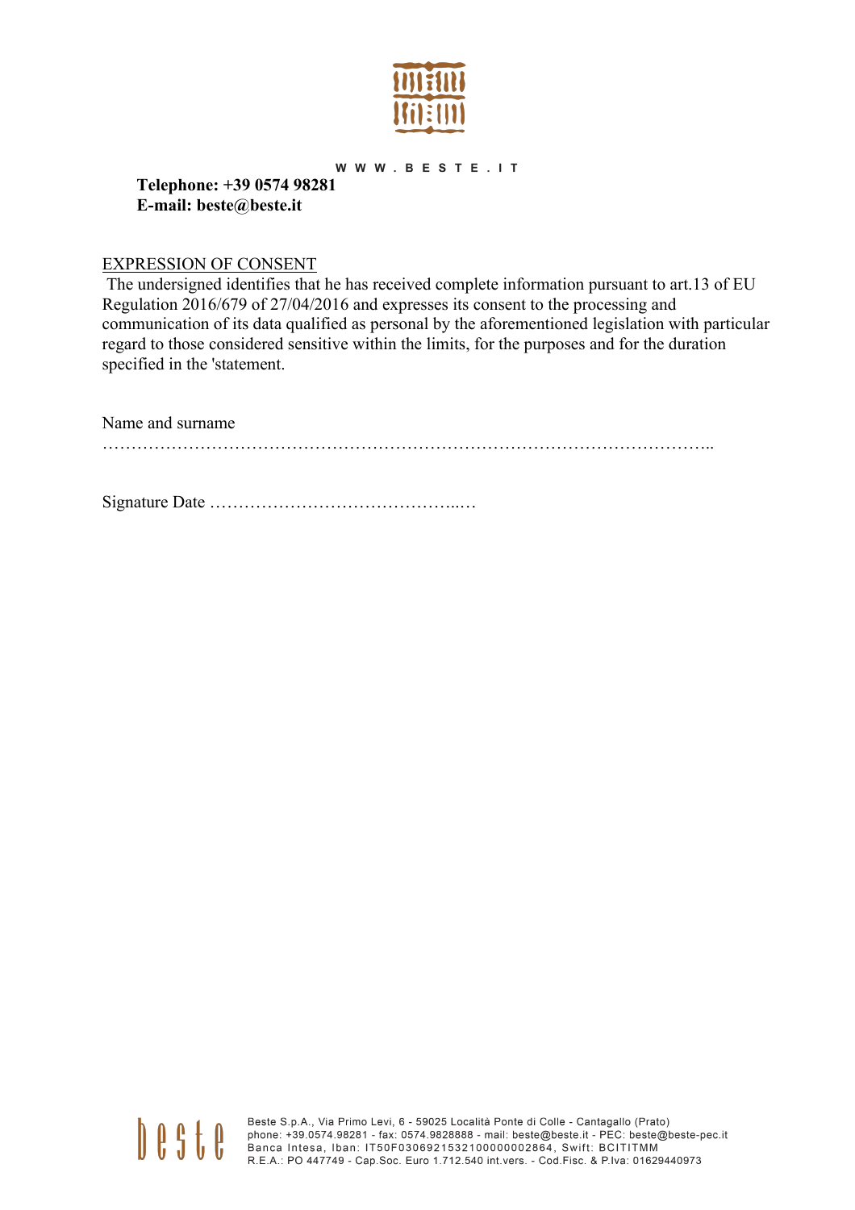W W W . B E S T E . I T

**Telephone: +39 0574 98281**
**E-mail: beste@beste.it**

EXPRESSION OF CONSENT

The undersigned identifies that he has received complete information pursuant to art.13 of EU Regulation 2016/679 of 27/04/2016 and expresses its consent to the processing and communication of its data qualified as personal by the aforementioned legislation with particular regard to those considered sensitive within the limits, for the purposes and for the duration specified in the 'statement.

Name and surname
……………………………………………………………………………………………..

Signature Date ……………………………………..…

beste

Beste S.p.A., Via Primo Levi, 6 - 59025 Località Ponte di Colle - Cantagallo (Prato)
phone: +39.0574.98281 - fax: 0574.9828888 - mail: beste@beste.it - PEC: beste@beste-pec.it
Banca Intesa, Iban: IT50F0306921532100000002864, Swift: BCITITMM
R.E.A.: PO 447749 - Cap.Soc. Euro 1.712.540 int.vers. - Cod.Fisc. & P.Iva: 01629440973